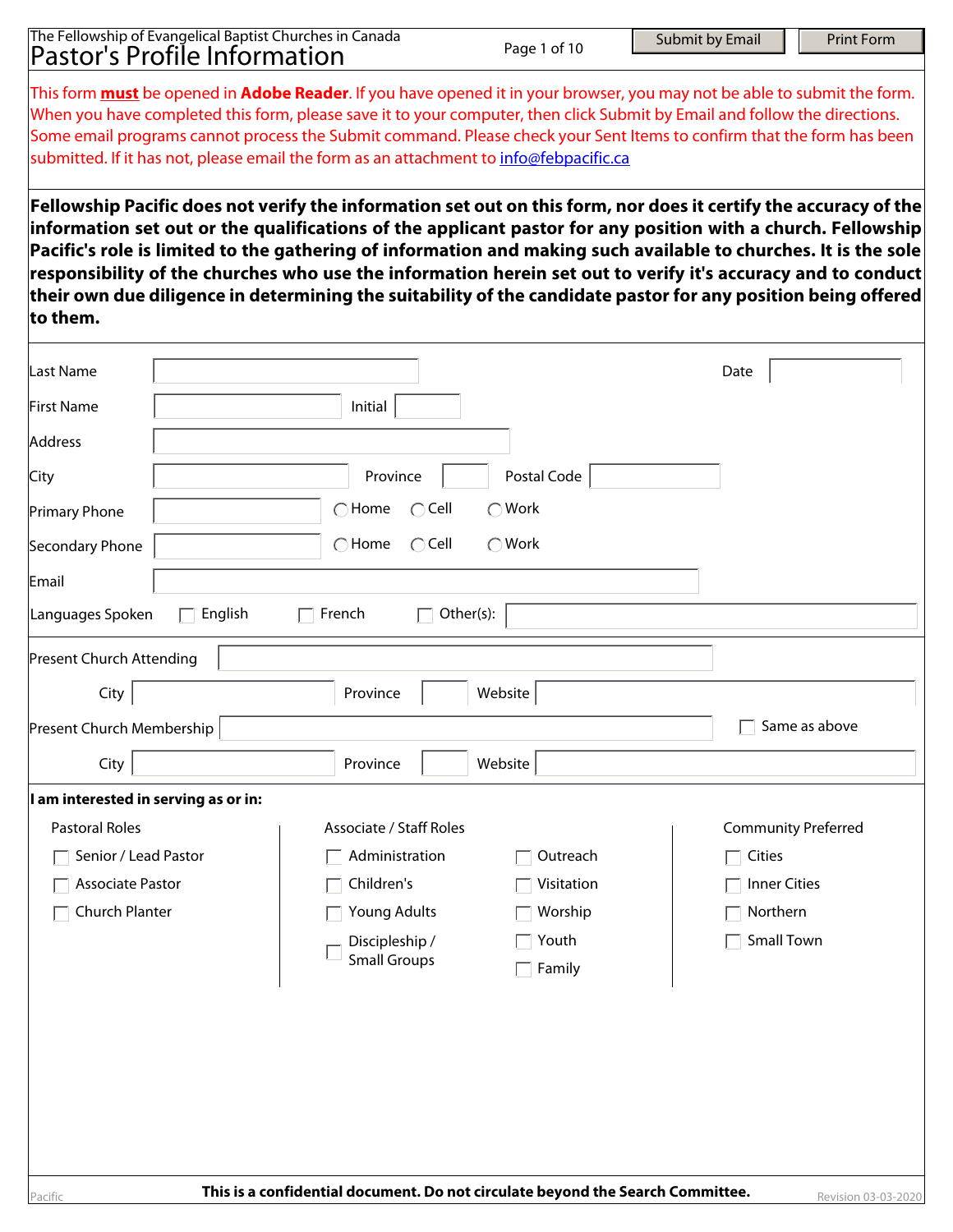The Fellowship of Evangelical Baptist Churches in Canada

# Pastor's Profile Information

Submit by Email | Print Form

This form **must** be opened in **Adobe Reader**. If you have opened it in your browser, you may not be able to submit the form. When you have completed this form, please save it to your computer, then click Submit by Email and follow the directions. Some email programs cannot process the Submit command. Please check your Sent Items to confirm that the form has been submitted. If it has not, please email the form as an attachment to info@febpacific.ca

**Fellowship Pacific does not verify the information set out on this form, nor does it certify the accuracy of the information set out or the qualifications of the applicant pastor for any position with a church. Fellowship Pacific's role is limited to the gathering of information and making such available to churches. It is the sole responsibility of the churches who use the information herein set out to verify it's accuracy and to conduct their own due diligence in determining the suitability of the candidate pastor for any position being offered to them.**

Last Name ______ Date ______

First Name ______ Initial ______

Address ______

City ______ Province ______ Postal Code ______

Primary Phone ______ ◯ Home ◯ Cell ◯ Work

Secondary Phone ______ ◯ Home ◯ Cell ◯ Work

Email ______

Languages Spoken ☐ English ☐ French ☐ Other(s): ______

Present Church Attending ______

City ______ Province ______ Website ______

Present Church Membership ______ ☐ Same as above

City ______ Province ______ Website ______

**I am interested in serving as or in:**

| Pastoral Roles | Associate / Staff Roles | | Community Preferred |
|---|---|---|---|
| ☐ Senior / Lead Pastor | ☐ Administration | ☐ Outreach | ☐ Cities |
| ☐ Associate Pastor | ☐ Children's | ☐ Visitation | ☐ Inner Cities |
| ☐ Church Planter | ☐ Young Adults | ☐ Worship | ☐ Northern |
| | ☐ Discipleship / Small Groups | ☐ Youth | ☐ Small Town |
| | | ☐ Family | |

**This is a confidential document. Do not circulate beyond the Search Committee.**

Revision 03-03-2020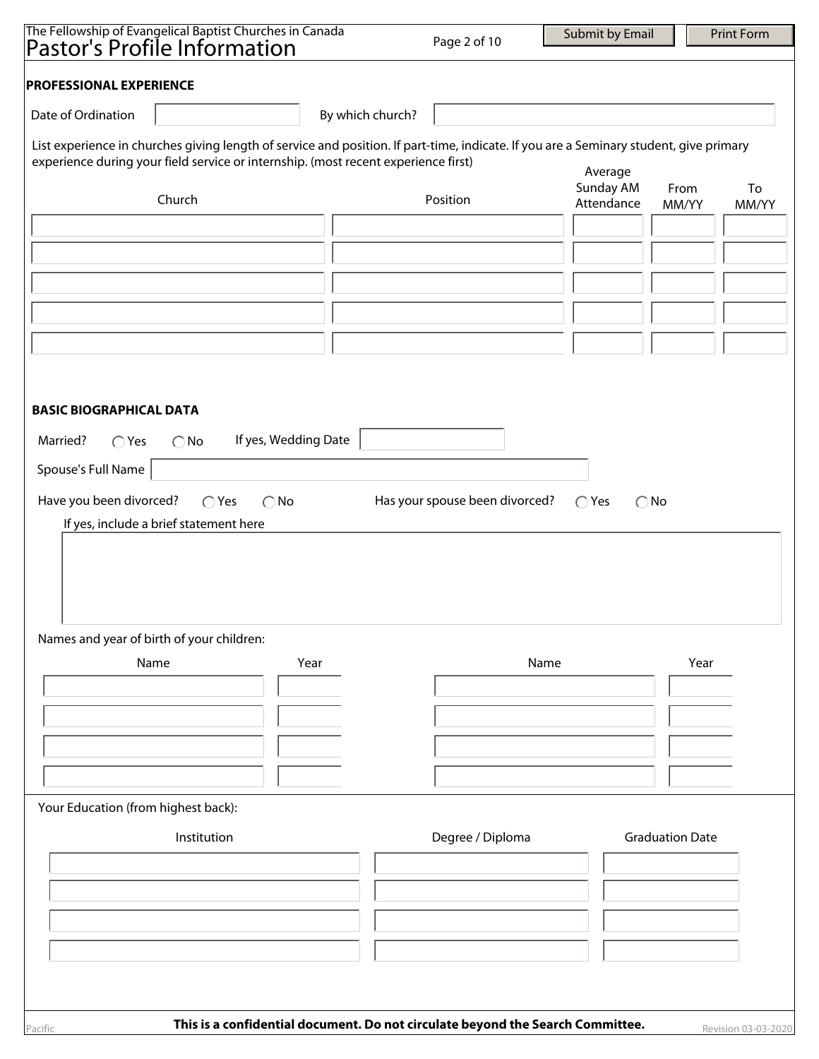## PROFESSIONAL EXPERIENCE

Date of Ordination | By which church?

List experience in churches giving length of service and position. If part-time, indicate. If you are a Seminary student, give primary experience during your field service or internship. (most recent experience first)

| Church | Position | Average Sunday AM Attendance | From MM/YY | To MM/YY |
|---|---|---|---|---|
| | | | | |
| | | | | |
| | | | | |
| | | | | |
| | | | | |

## BASIC BIOGRAPHICAL DATA

Married? ◯ Yes ◯ No If yes, Wedding Date

Spouse's Full Name

Have you been divorced? ◯ Yes ◯ No Has your spouse been divorced? ◯ Yes ◯ No

If yes, include a brief statement here

Names and year of birth of your children:

| Name | Year | Name | Year |
|---|---|---|---|
| | | | |
| | | | |
| | | | |
| | | | |

Your Education (from highest back):

| Institution | Degree / Diploma | Graduation Date |
|---|---|---|
| | | |
| | | |
| | | |
| | | |

**This is a confidential document. Do not circulate beyond the Search Committee.**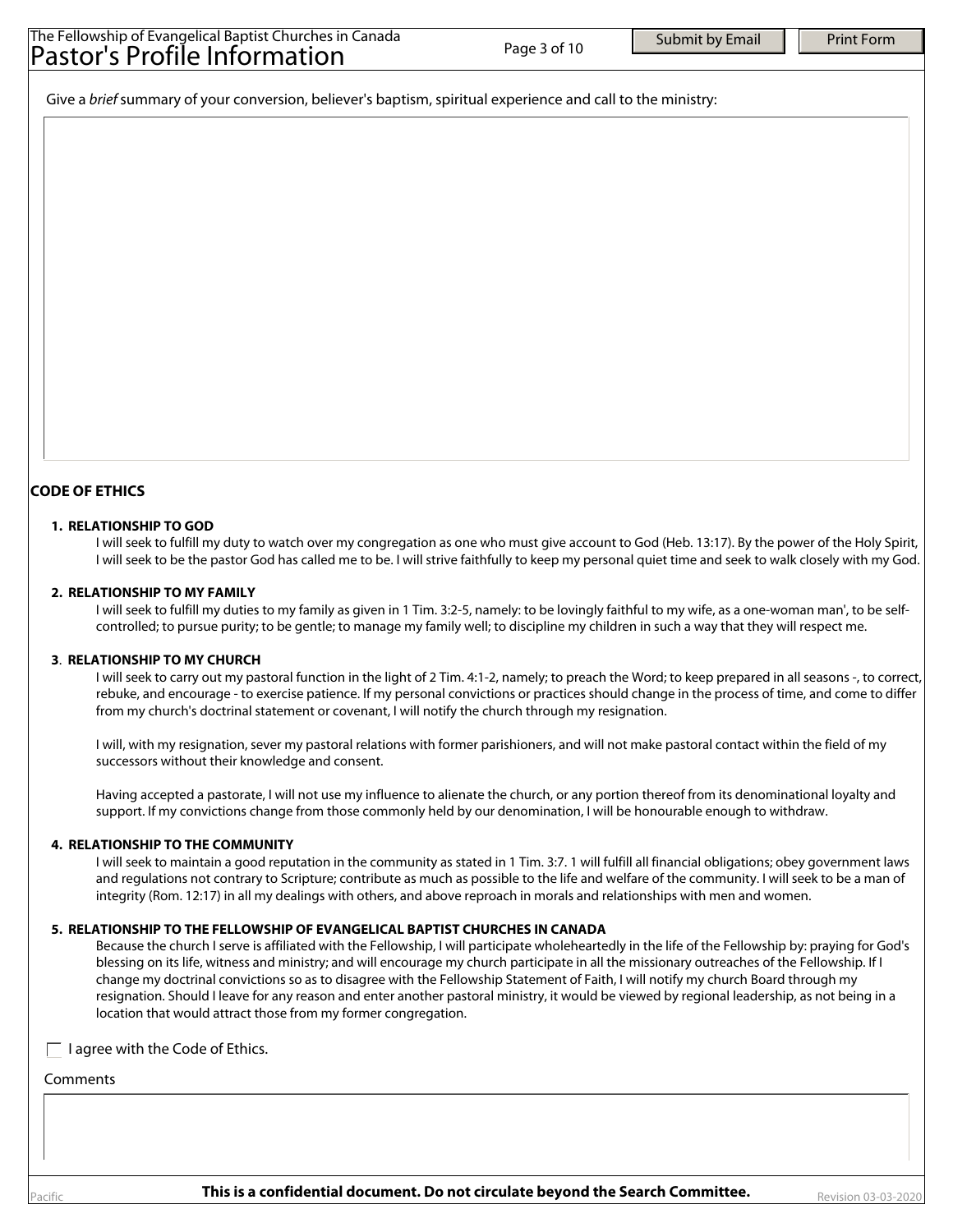Give a *brief* summary of your conversion, believer's baptism, spiritual experience and call to the ministry:

## CODE OF ETHICS

**1. RELATIONSHIP TO GOD**

I will seek to fulfill my duty to watch over my congregation as one who must give account to God (Heb. 13:17). By the power of the Holy Spirit, I will seek to be the pastor God has called me to be. I will strive faithfully to keep my personal quiet time and seek to walk closely with my God.

**2. RELATIONSHIP TO MY FAMILY**

I will seek to fulfill my duties to my family as given in 1 Tim. 3:2-5, namely: to be lovingly faithful to my wife, as a one-woman man', to be self-controlled; to pursue purity; to be gentle; to manage my family well; to discipline my children in such a way that they will respect me.

**3. RELATIONSHIP TO MY CHURCH**

I will seek to carry out my pastoral function in the light of 2 Tim. 4:1-2, namely; to preach the Word; to keep prepared in all seasons -, to correct, rebuke, and encourage - to exercise patience. If my personal convictions or practices should change in the process of time, and come to differ from my church's doctrinal statement or covenant, I will notify the church through my resignation.

I will, with my resignation, sever my pastoral relations with former parishioners, and will not make pastoral contact within the field of my successors without their knowledge and consent.

Having accepted a pastorate, I will not use my influence to alienate the church, or any portion thereof from its denominational loyalty and support. If my convictions change from those commonly held by our denomination, I will be honourable enough to withdraw.

**4. RELATIONSHIP TO THE COMMUNITY**

I will seek to maintain a good reputation in the community as stated in 1 Tim. 3:7. 1 will fulfill all financial obligations; obey government laws and regulations not contrary to Scripture; contribute as much as possible to the life and welfare of the community. I will seek to be a man of integrity (Rom. 12:17) in all my dealings with others, and above reproach in morals and relationships with men and women.

**5. RELATIONSHIP TO THE FELLOWSHIP OF EVANGELICAL BAPTIST CHURCHES IN CANADA**

Because the church I serve is affiliated with the Fellowship, I will participate wholeheartedly in the life of the Fellowship by: praying for God's blessing on its life, witness and ministry; and will encourage my church participate in all the missionary outreaches of the Fellowship. If I change my doctrinal convictions so as to disagree with the Fellowship Statement of Faith, I will notify my church Board through my resignation. Should I leave for any reason and enter another pastoral ministry, it would be viewed by regional leadership, as not being in a location that would attract those from my former congregation.

☐ I agree with the Code of Ethics.

Comments

**This is a confidential document. Do not circulate beyond the Search Committee.**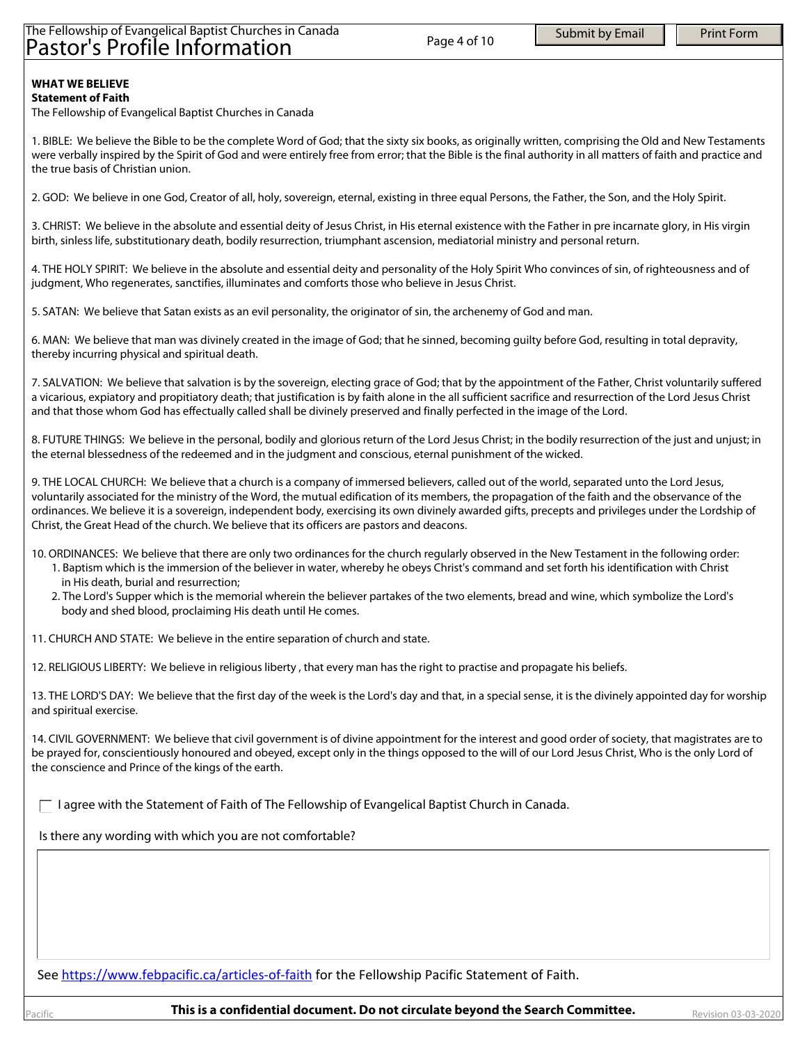**WHAT WE BELIEVE**
**Statement of Faith**
The Fellowship of Evangelical Baptist Churches in Canada

1. BIBLE: We believe the Bible to be the complete Word of God; that the sixty six books, as originally written, comprising the Old and New Testaments were verbally inspired by the Spirit of God and were entirely free from error; that the Bible is the final authority in all matters of faith and practice and the true basis of Christian union.

2. GOD: We believe in one God, Creator of all, holy, sovereign, eternal, existing in three equal Persons, the Father, the Son, and the Holy Spirit.

3. CHRIST: We believe in the absolute and essential deity of Jesus Christ, in His eternal existence with the Father in pre incarnate glory, in His virgin birth, sinless life, substitutionary death, bodily resurrection, triumphant ascension, mediatorial ministry and personal return.

4. THE HOLY SPIRIT: We believe in the absolute and essential deity and personality of the Holy Spirit Who convinces of sin, of righteousness and of judgment, Who regenerates, sanctifies, illuminates and comforts those who believe in Jesus Christ.

5. SATAN: We believe that Satan exists as an evil personality, the originator of sin, the archenemy of God and man.

6. MAN: We believe that man was divinely created in the image of God; that he sinned, becoming guilty before God, resulting in total depravity, thereby incurring physical and spiritual death.

7. SALVATION: We believe that salvation is by the sovereign, electing grace of God; that by the appointment of the Father, Christ voluntarily suffered a vicarious, expiatory and propitiatory death; that justification is by faith alone in the all sufficient sacrifice and resurrection of the Lord Jesus Christ and that those whom God has effectually called shall be divinely preserved and finally perfected in the image of the Lord.

8. FUTURE THINGS: We believe in the personal, bodily and glorious return of the Lord Jesus Christ; in the bodily resurrection of the just and unjust; in the eternal blessedness of the redeemed and in the judgment and conscious, eternal punishment of the wicked.

9. THE LOCAL CHURCH: We believe that a church is a company of immersed believers, called out of the world, separated unto the Lord Jesus, voluntarily associated for the ministry of the Word, the mutual edification of its members, the propagation of the faith and the observance of the ordinances. We believe it is a sovereign, independent body, exercising its own divinely awarded gifts, precepts and privileges under the Lordship of Christ, the Great Head of the church. We believe that its officers are pastors and deacons.

10. ORDINANCES: We believe that there are only two ordinances for the church regularly observed in the New Testament in the following order:
   1. Baptism which is the immersion of the believer in water, whereby he obeys Christ's command and set forth his identification with Christ in His death, burial and resurrection;
   2. The Lord's Supper which is the memorial wherein the believer partakes of the two elements, bread and wine, which symbolize the Lord's body and shed blood, proclaiming His death until He comes.

11. CHURCH AND STATE: We believe in the entire separation of church and state.

12. RELIGIOUS LIBERTY: We believe in religious liberty , that every man has the right to practise and propagate his beliefs.

13. THE LORD'S DAY: We believe that the first day of the week is the Lord's day and that, in a special sense, it is the divinely appointed day for worship and spiritual exercise.

14. CIVIL GOVERNMENT: We believe that civil government is of divine appointment for the interest and good order of society, that magistrates are to be prayed for, conscientiously honoured and obeyed, except only in the things opposed to the will of our Lord Jesus Christ, Who is the only Lord of the conscience and Prince of the kings of the earth.

☐ I agree with the Statement of Faith of The Fellowship of Evangelical Baptist Church in Canada.

Is there any wording with which you are not comfortable?

See https://www.febpacific.ca/articles-of-faith for the Fellowship Pacific Statement of Faith.

**This is a confidential document. Do not circulate beyond the Search Committee.**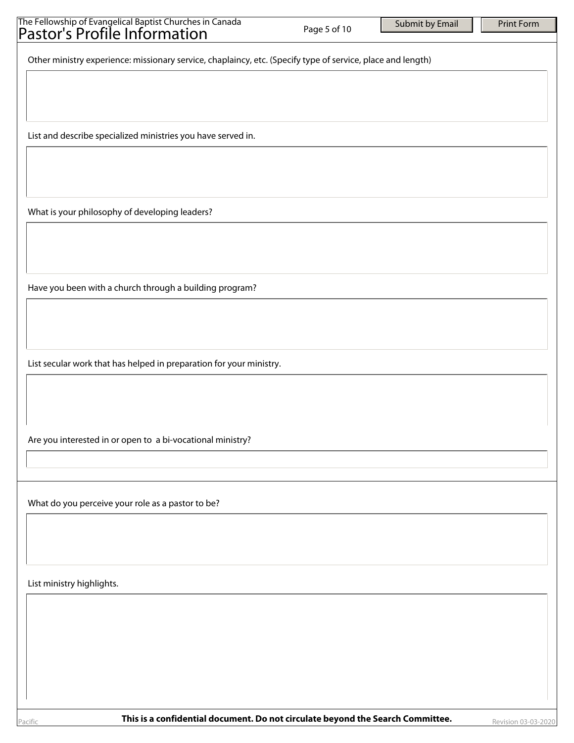Other ministry experience: missionary service, chaplaincy, etc. (Specify type of service, place and length)

List and describe specialized ministries you have served in.

What is your philosophy of developing leaders?

Have you been with a church through a building program?

List secular work that has helped in preparation for your ministry.

Are you interested in or open to a bi-vocational ministry?

What do you perceive your role as a pastor to be?

List ministry highlights.

**This is a confidential document. Do not circulate beyond the Search Committee.**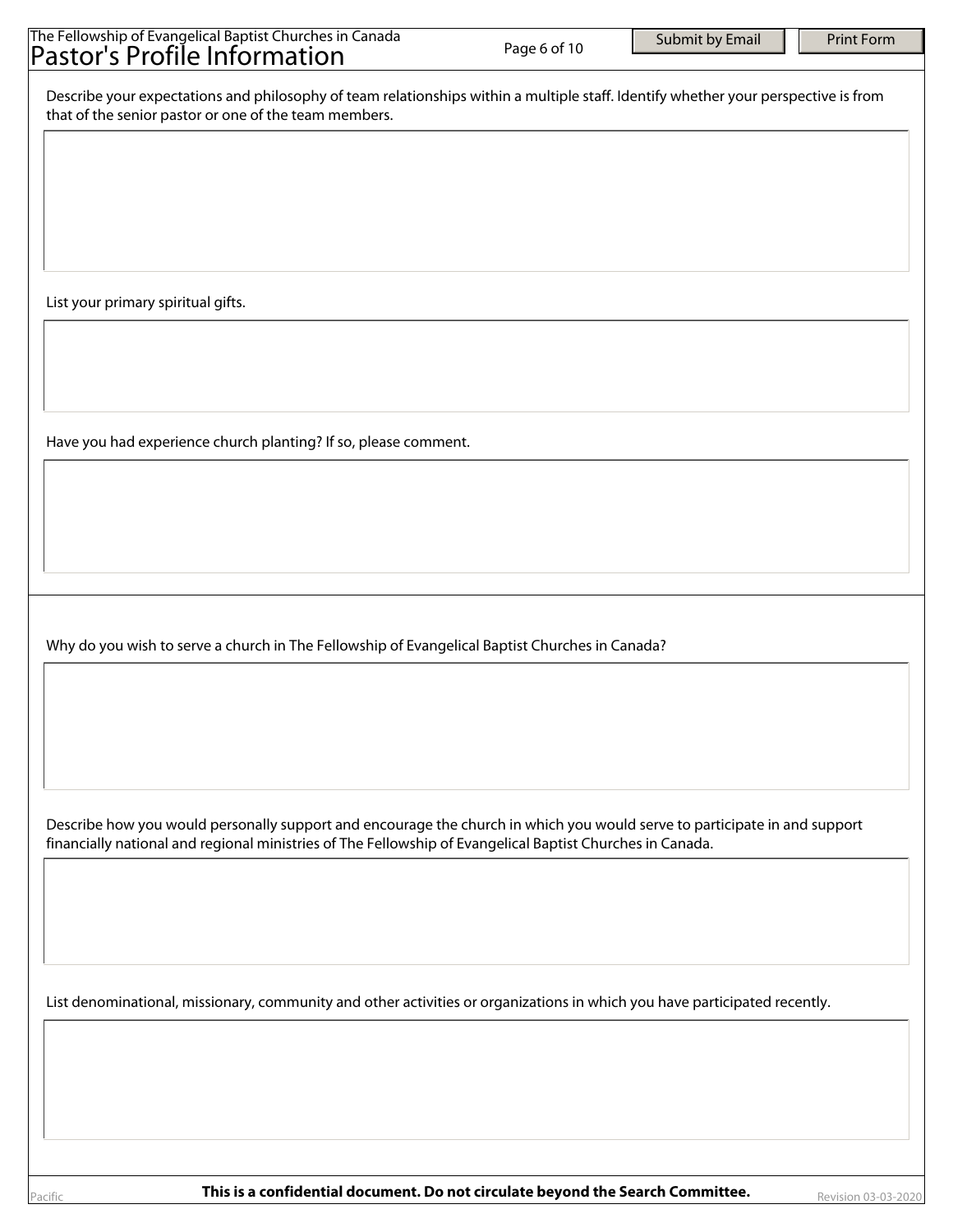Describe your expectations and philosophy of team relationships within a multiple staff. Identify whether your perspective is from that of the senior pastor or one of the team members.

List your primary spiritual gifts.

Have you had experience church planting? If so, please comment.

Why do you wish to serve a church in The Fellowship of Evangelical Baptist Churches in Canada?

Describe how you would personally support and encourage the church in which you would serve to participate in and support financially national and regional ministries of The Fellowship of Evangelical Baptist Churches in Canada.

List denominational, missionary, community and other activities or organizations in which you have participated recently.

**This is a confidential document. Do not circulate beyond the Search Committee.**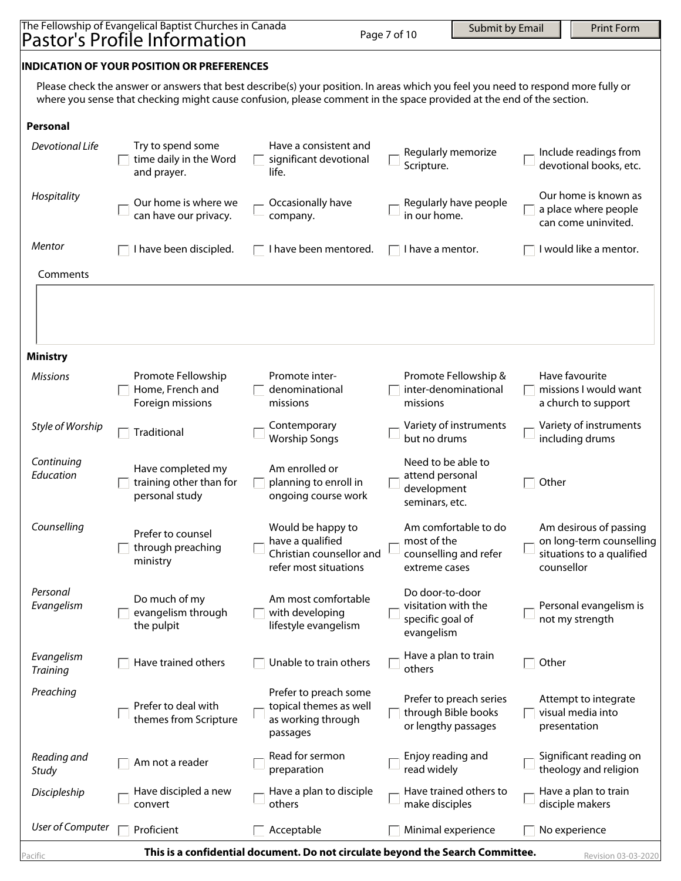## INDICATION OF YOUR POSITION OR PREFERENCES

Please check the answer or answers that best describe(s) your position. In areas which you feel you need to respond more fully or where you sense that checking might cause confusion, please comment in the space provided at the end of the section.

### Personal

| | | | | |
|---|---|---|---|---|
| *Devotional Life* | ☐ Try to spend some time daily in the Word and prayer. | ☐ Have a consistent and significant devotional life. | ☐ Regularly memorize Scripture. | ☐ Include readings from devotional books, etc. |
| *Hospitality* | ☐ Our home is where we can have our privacy. | ☐ Occasionally have company. | ☐ Regularly have people in our home. | ☐ Our home is known as a place where people can come uninvited. |
| *Mentor* | ☐ I have been discipled. | ☐ I have been mentored. | ☐ I have a mentor. | ☐ I would like a mentor. |

Comments

### Ministry

| | | | | |
|---|---|---|---|---|
| *Missions* | ☐ Promote Fellowship Home, French and Foreign missions | ☐ Promote inter-denominational missions | ☐ Promote Fellowship & inter-denominational missions | ☐ Have favourite missions I would want a church to support |
| *Style of Worship* | ☐ Traditional | ☐ Contemporary Worship Songs | ☐ Variety of instruments but no drums | ☐ Variety of instruments including drums |
| *Continuing Education* | ☐ Have completed my training other than for personal study | ☐ Am enrolled or planning to enroll in ongoing course work | ☐ Need to be able to attend personal development seminars, etc. | ☐ Other |
| *Counselling* | ☐ Prefer to counsel through preaching ministry | ☐ Would be happy to have a qualified Christian counsellor and refer most situations | ☐ Am comfortable to do most of the counselling and refer extreme cases | ☐ Am desirous of passing on long-term counselling situations to a qualified counsellor |
| *Personal Evangelism* | ☐ Do much of my evangelism through the pulpit | ☐ Am most comfortable with developing lifestyle evangelism | ☐ Do door-to-door visitation with the specific goal of evangelism | ☐ Personal evangelism is not my strength |
| *Evangelism Training* | ☐ Have trained others | ☐ Unable to train others | ☐ Have a plan to train others | ☐ Other |
| *Preaching* | ☐ Prefer to deal with themes from Scripture | ☐ Prefer to preach some topical themes as well as working through passages | ☐ Prefer to preach series through Bible books or lengthy passages | ☐ Attempt to integrate visual media into presentation |
| *Reading and Study* | ☐ Am not a reader | ☐ Read for sermon preparation | ☐ Enjoy reading and read widely | ☐ Significant reading on theology and religion |
| *Discipleship* | ☐ Have discipled a new convert | ☐ Have a plan to disciple others | ☐ Have trained others to make disciples | ☐ Have a plan to train disciple makers |
| *User of Computer* | ☐ Proficient | ☐ Acceptable | ☐ Minimal experience | ☐ No experience |

**This is a confidential document. Do not circulate beyond the Search Committee.**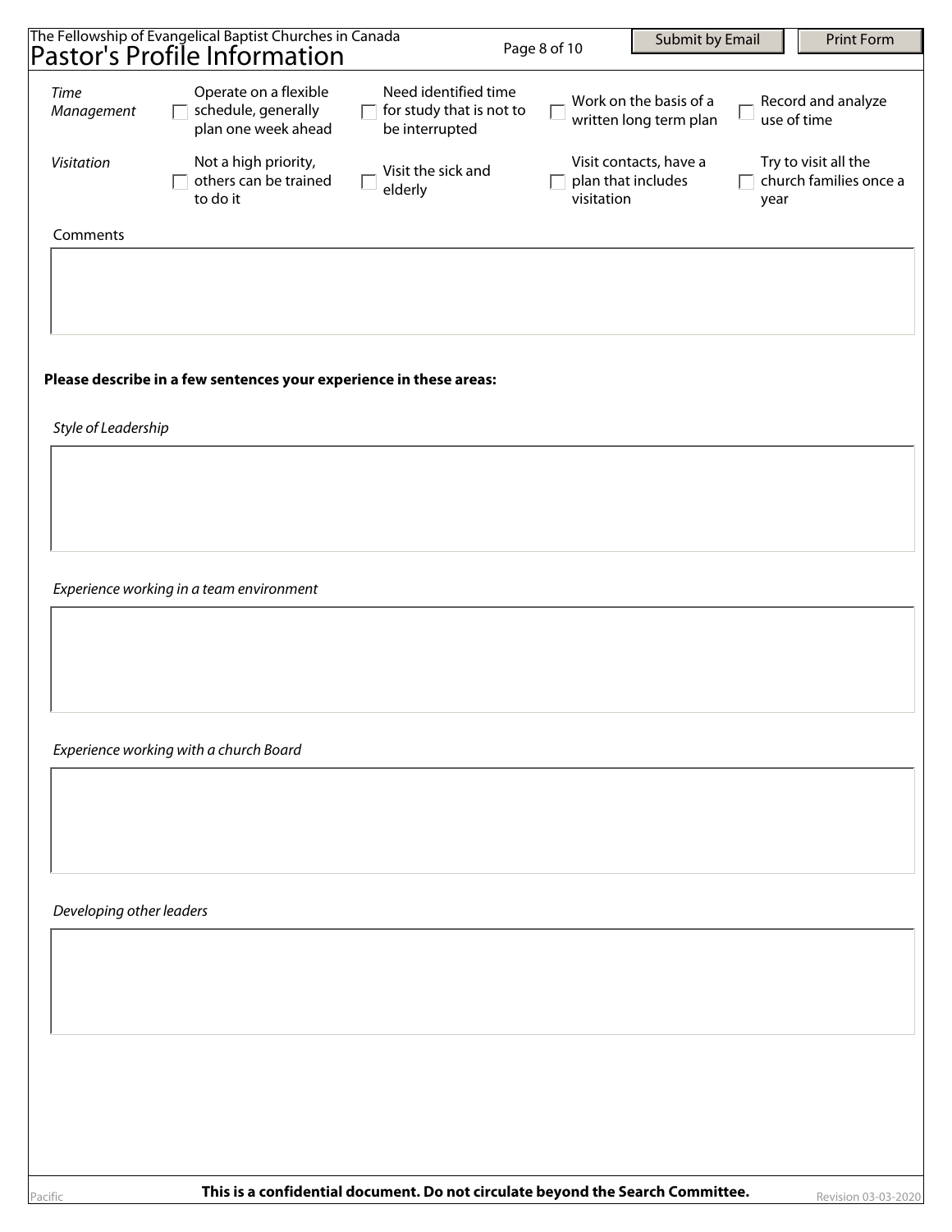| | | | | |
|---|---|---|---|---|
| *Time Management* | ☐ Operate on a flexible schedule, generally plan one week ahead | ☐ Need identified time for study that is not to be interrupted | ☐ Work on the basis of a written long term plan | ☐ Record and analyze use of time |
| *Visitation* | ☐ Not a high priority, others can be trained to do it | ☐ Visit the sick and elderly | ☐ Visit contacts, have a plan that includes visitation | ☐ Try to visit all the church families once a year |

Comments

**Please describe in a few sentences your experience in these areas:**

*Style of Leadership*

*Experience working in a team environment*

*Experience working with a church Board*

*Developing other leaders*

**This is a confidential document. Do not circulate beyond the Search Committee.**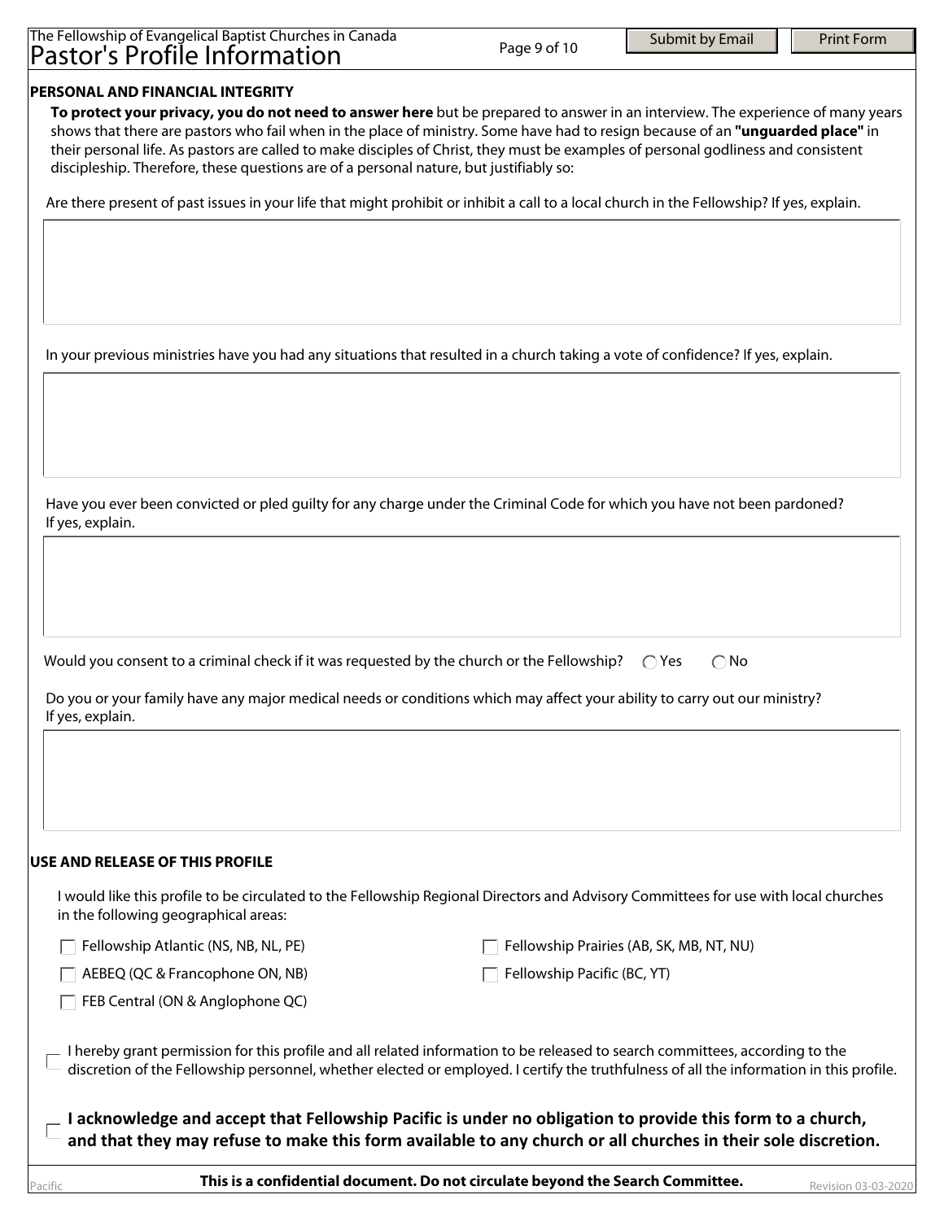## PERSONAL AND FINANCIAL INTEGRITY

**To protect your privacy, you do not need to answer here** but be prepared to answer in an interview. The experience of many years shows that there are pastors who fail when in the place of ministry. Some have had to resign because of an **"unguarded place"** in their personal life. As pastors are called to make disciples of Christ, they must be examples of personal godliness and consistent discipleship. Therefore, these questions are of a personal nature, but justifiably so:

Are there present of past issues in your life that might prohibit or inhibit a call to a local church in the Fellowship? If yes, explain.

In your previous ministries have you had any situations that resulted in a church taking a vote of confidence? If yes, explain.

Have you ever been convicted or pled guilty for any charge under the Criminal Code for which you have not been pardoned? If yes, explain.

Would you consent to a criminal check if it was requested by the church or the Fellowship? ◯ Yes ◯ No

Do you or your family have any major medical needs or conditions which may affect your ability to carry out our ministry? If yes, explain.

## USE AND RELEASE OF THIS PROFILE

I would like this profile to be circulated to the Fellowship Regional Directors and Advisory Committees for use with local churches in the following geographical areas:

- ☐ Fellowship Atlantic (NS, NB, NL, PE)
- ☐ AEBEQ (QC & Francophone ON, NB)
- ☐ FEB Central (ON & Anglophone QC)
- ☐ Fellowship Prairies (AB, SK, MB, NT, NU)
- ☐ Fellowship Pacific (BC, YT)

☐ I hereby grant permission for this profile and all related information to be released to search committees, according to the discretion of the Fellowship personnel, whether elected or employed. I certify the truthfulness of all the information in this profile.

☐ **I acknowledge and accept that Fellowship Pacific is under no obligation to provide this form to a church, and that they may refuse to make this form available to any church or all churches in their sole discretion.**

**This is a confidential document. Do not circulate beyond the Search Committee.**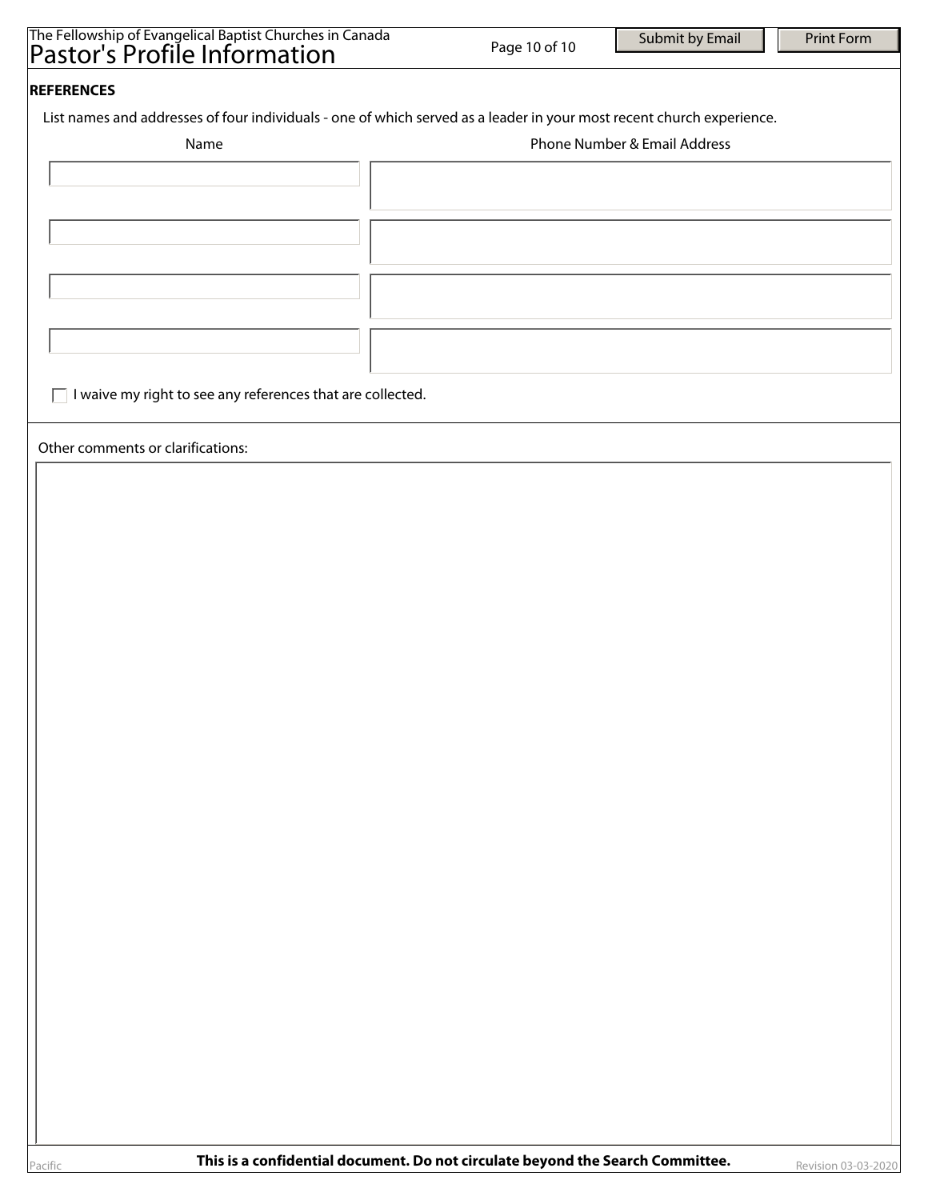## REFERENCES

List names and addresses of four individuals - one of which served as a leader in your most recent church experience.

| Name | Phone Number & Email Address |
| --- | --- |
| | |
| | |
| | |
| | |

☐ I waive my right to see any references that are collected.

Other comments or clarifications:

**This is a confidential document. Do not circulate beyond the Search Committee.**